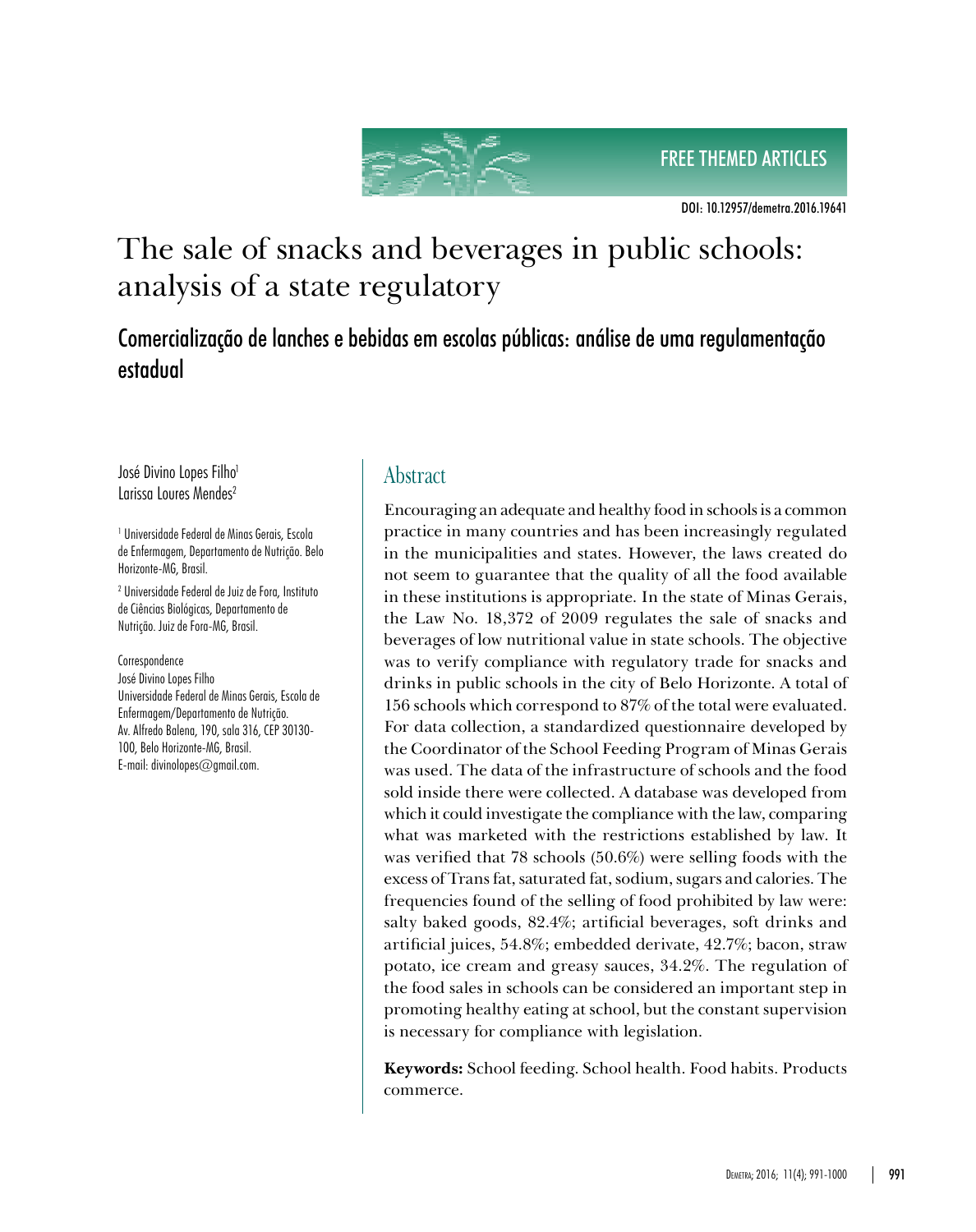FREE THEMED ARTICLES

DOI: 10.12957/demetra.2016.19641

# The sale of snacks and beverages in public schools: analysis of a state regulatory

## Comercialização de lanches e bebidas em escolas públicas: análise de uma regulamentação estadual

José Divino Lopes Filho[1]
Larissa Loures Mendes[2]

[1] Universidade Federal de Minas Gerais, Escola de Enfermagem, Departamento de Nutrição. Belo Horizonte-MG, Brasil.

[2] Universidade Federal de Juiz de Fora, Instituto de Ciências Biológicas, Departamento de Nutrição. Juiz de Fora-MG, Brasil.

Correspondence
José Divino Lopes Filho
Universidade Federal de Minas Gerais, Escola de Enfermagem/Departamento de Nutrição.
Av. Alfredo Balena, 190, sala 316, CEP 30130-100, Belo Horizonte-MG, Brasil.
E-mail: divinolopes@gmail.com.

## Abstract

Encouraging an adequate and healthy food in schools is a common practice in many countries and has been increasingly regulated in the municipalities and states. However, the laws created do not seem to guarantee that the quality of all the food available in these institutions is appropriate. In the state of Minas Gerais, the Law No. 18,372 of 2009 regulates the sale of snacks and beverages of low nutritional value in state schools. The objective was to verify compliance with regulatory trade for snacks and drinks in public schools in the city of Belo Horizonte. A total of 156 schools which correspond to 87% of the total were evaluated. For data collection, a standardized questionnaire developed by the Coordinator of the School Feeding Program of Minas Gerais was used. The data of the infrastructure of schools and the food sold inside there were collected. A database was developed from which it could investigate the compliance with the law, comparing what was marketed with the restrictions established by law. It was verified that 78 schools (50.6%) were selling foods with the excess of Trans fat, saturated fat, sodium, sugars and calories. The frequencies found of the selling of food prohibited by law were: salty baked goods, 82.4%; artificial beverages, soft drinks and artificial juices, 54.8%; embedded derivate, 42.7%; bacon, straw potato, ice cream and greasy sauces, 34.2%. The regulation of the food sales in schools can be considered an important step in promoting healthy eating at school, but the constant supervision is necessary for compliance with legislation.

**Keywords:** School feeding. School health. Food habits. Products commerce.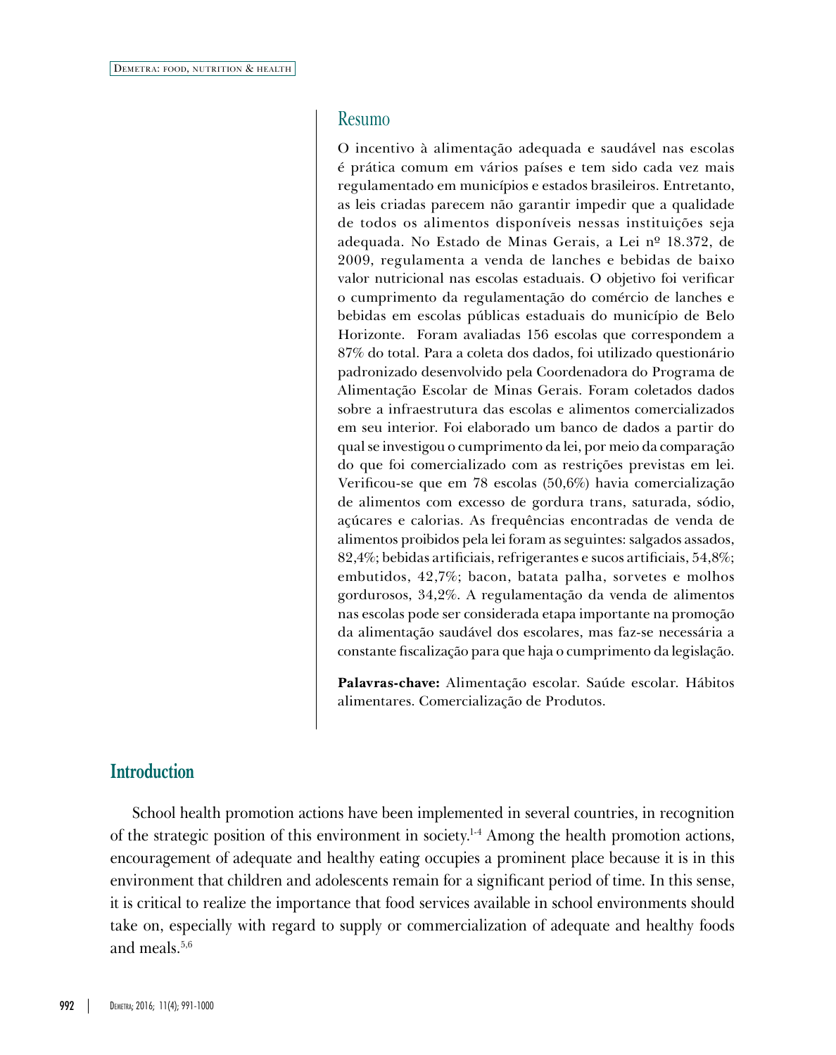## Resumo

O incentivo à alimentação adequada e saudável nas escolas é prática comum em vários países e tem sido cada vez mais regulamentado em municípios e estados brasileiros. Entretanto, as leis criadas parecem não garantir impedir que a qualidade de todos os alimentos disponíveis nessas instituições seja adequada. No Estado de Minas Gerais, a Lei nº 18.372, de 2009, regulamenta a venda de lanches e bebidas de baixo valor nutricional nas escolas estaduais. O objetivo foi verificar o cumprimento da regulamentação do comércio de lanches e bebidas em escolas públicas estaduais do município de Belo Horizonte. Foram avaliadas 156 escolas que correspondem a 87% do total. Para a coleta dos dados, foi utilizado questionário padronizado desenvolvido pela Coordenadora do Programa de Alimentação Escolar de Minas Gerais. Foram coletados dados sobre a infraestrutura das escolas e alimentos comercializados em seu interior. Foi elaborado um banco de dados a partir do qual se investigou o cumprimento da lei, por meio da comparação do que foi comercializado com as restrições previstas em lei. Verificou-se que em 78 escolas (50,6%) havia comercialização de alimentos com excesso de gordura trans, saturada, sódio, açúcares e calorias. As frequências encontradas de venda de alimentos proibidos pela lei foram as seguintes: salgados assados, 82,4%; bebidas artificiais, refrigerantes e sucos artificiais, 54,8%; embutidos, 42,7%; bacon, batata palha, sorvetes e molhos gordurosos, 34,2%. A regulamentação da venda de alimentos nas escolas pode ser considerada etapa importante na promoção da alimentação saudável dos escolares, mas faz-se necessária a constante fiscalização para que haja o cumprimento da legislação.

**Palavras-chave:** Alimentação escolar. Saúde escolar. Hábitos alimentares. Comercialização de Produtos.

## Introduction

School health promotion actions have been implemented in several countries, in recognition of the strategic position of this environment in society.[1-4] Among the health promotion actions, encouragement of adequate and healthy eating occupies a prominent place because it is in this environment that children and adolescents remain for a significant period of time. In this sense, it is critical to realize the importance that food services available in school environments should take on, especially with regard to supply or commercialization of adequate and healthy foods and meals.[5,6]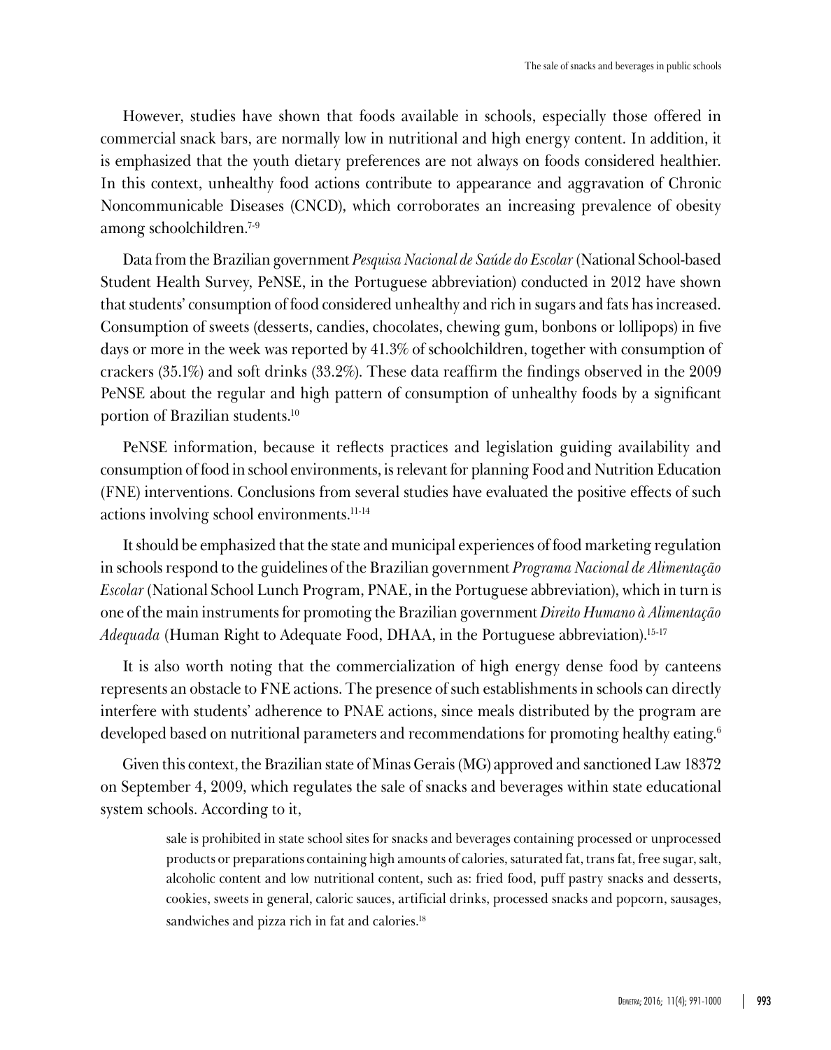However, studies have shown that foods available in schools, especially those offered in commercial snack bars, are normally low in nutritional and high energy content. In addition, it is emphasized that the youth dietary preferences are not always on foods considered healthier. In this context, unhealthy food actions contribute to appearance and aggravation of Chronic Noncommunicable Diseases (CNCD), which corroborates an increasing prevalence of obesity among schoolchildren.[7-9]

Data from the Brazilian government *Pesquisa Nacional de Saúde do Escolar* (National School-based Student Health Survey, PeNSE, in the Portuguese abbreviation) conducted in 2012 have shown that students' consumption of food considered unhealthy and rich in sugars and fats has increased. Consumption of sweets (desserts, candies, chocolates, chewing gum, bonbons or lollipops) in five days or more in the week was reported by 41.3% of schoolchildren, together with consumption of crackers (35.1%) and soft drinks (33.2%). These data reaffirm the findings observed in the 2009 PeNSE about the regular and high pattern of consumption of unhealthy foods by a significant portion of Brazilian students.[10]

PeNSE information, because it reflects practices and legislation guiding availability and consumption of food in school environments, is relevant for planning Food and Nutrition Education (FNE) interventions. Conclusions from several studies have evaluated the positive effects of such actions involving school environments.[11-14]

It should be emphasized that the state and municipal experiences of food marketing regulation in schools respond to the guidelines of the Brazilian government *Programa Nacional de Alimentação Escolar* (National School Lunch Program, PNAE, in the Portuguese abbreviation), which in turn is one of the main instruments for promoting the Brazilian government *Direito Humano à Alimentação Adequada* (Human Right to Adequate Food, DHAA, in the Portuguese abbreviation).[15-17]

It is also worth noting that the commercialization of high energy dense food by canteens represents an obstacle to FNE actions. The presence of such establishments in schools can directly interfere with students' adherence to PNAE actions, since meals distributed by the program are developed based on nutritional parameters and recommendations for promoting healthy eating.[6]

Given this context, the Brazilian state of Minas Gerais (MG) approved and sanctioned Law 18372 on September 4, 2009, which regulates the sale of snacks and beverages within state educational system schools. According to it,

> sale is prohibited in state school sites for snacks and beverages containing processed or unprocessed products or preparations containing high amounts of calories, saturated fat, trans fat, free sugar, salt, alcoholic content and low nutritional content, such as: fried food, puff pastry snacks and desserts, cookies, sweets in general, caloric sauces, artificial drinks, processed snacks and popcorn, sausages, sandwiches and pizza rich in fat and calories.[18]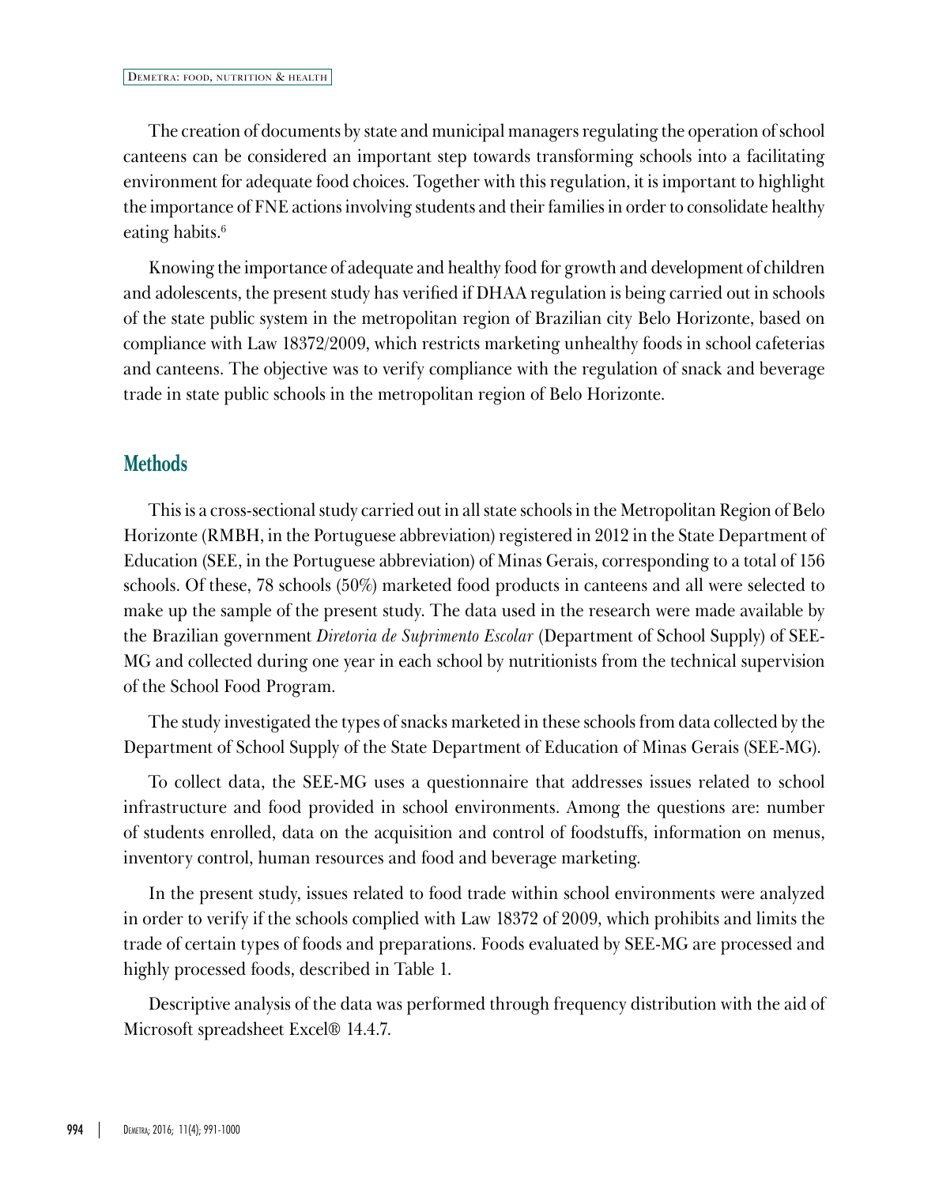The creation of documents by state and municipal managers regulating the operation of school canteens can be considered an important step towards transforming schools into a facilitating environment for adequate food choices. Together with this regulation, it is important to highlight the importance of FNE actions involving students and their families in order to consolidate healthy eating habits.[6]

Knowing the importance of adequate and healthy food for growth and development of children and adolescents, the present study has verified if DHAA regulation is being carried out in schools of the state public system in the metropolitan region of Brazilian city Belo Horizonte, based on compliance with Law 18372/2009, which restricts marketing unhealthy foods in school cafeterias and canteens. The objective was to verify compliance with the regulation of snack and beverage trade in state public schools in the metropolitan region of Belo Horizonte.

## Methods

This is a cross-sectional study carried out in all state schools in the Metropolitan Region of Belo Horizonte (RMBH, in the Portuguese abbreviation) registered in 2012 in the State Department of Education (SEE, in the Portuguese abbreviation) of Minas Gerais, corresponding to a total of 156 schools. Of these, 78 schools (50%) marketed food products in canteens and all were selected to make up the sample of the present study. The data used in the research were made available by the Brazilian government *Diretoria de Suprimento Escolar* (Department of School Supply) of SEE-MG and collected during one year in each school by nutritionists from the technical supervision of the School Food Program.

The study investigated the types of snacks marketed in these schools from data collected by the Department of School Supply of the State Department of Education of Minas Gerais (SEE-MG).

To collect data, the SEE-MG uses a questionnaire that addresses issues related to school infrastructure and food provided in school environments. Among the questions are: number of students enrolled, data on the acquisition and control of foodstuffs, information on menus, inventory control, human resources and food and beverage marketing.

In the present study, issues related to food trade within school environments were analyzed in order to verify if the schools complied with Law 18372 of 2009, which prohibits and limits the trade of certain types of foods and preparations. Foods evaluated by SEE-MG are processed and highly processed foods, described in Table 1.

Descriptive analysis of the data was performed through frequency distribution with the aid of Microsoft spreadsheet Excel® 14.4.7.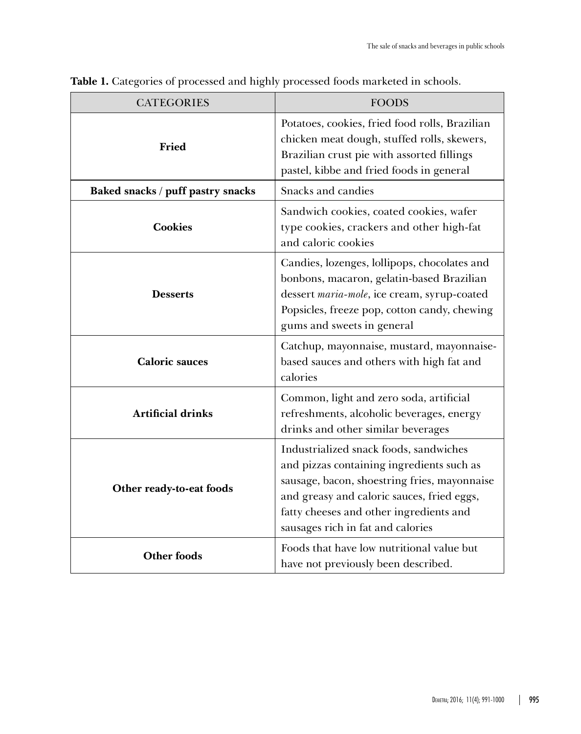**Table 1.** Categories of processed and highly processed foods marketed in schools.

| CATEGORIES | FOODS |
| --- | --- |
| **Fried** | Potatoes, cookies, fried food rolls, Brazilian chicken meat dough, stuffed rolls, skewers, Brazilian crust pie with assorted fillings pastel, kibbe and fried foods in general |
| **Baked snacks / puff pastry snacks** | Snacks and candies |
| **Cookies** | Sandwich cookies, coated cookies, wafer type cookies, crackers and other high-fat and caloric cookies |
| **Desserts** | Candies, lozenges, lollipops, chocolates and bonbons, macaron, gelatin-based Brazilian dessert *maria-mole*, ice cream, syrup-coated Popsicles, freeze pop, cotton candy, chewing gums and sweets in general |
| **Caloric sauces** | Catchup, mayonnaise, mustard, mayonnaise-based sauces and others with high fat and calories |
| **Artificial drinks** | Common, light and zero soda, artificial refreshments, alcoholic beverages, energy drinks and other similar beverages |
| **Other ready-to-eat foods** | Industrialized snack foods, sandwiches and pizzas containing ingredients such as sausage, bacon, shoestring fries, mayonnaise and greasy and caloric sauces, fried eggs, fatty cheeses and other ingredients and sausages rich in fat and calories |
| **Other foods** | Foods that have low nutritional value but have not previously been described. |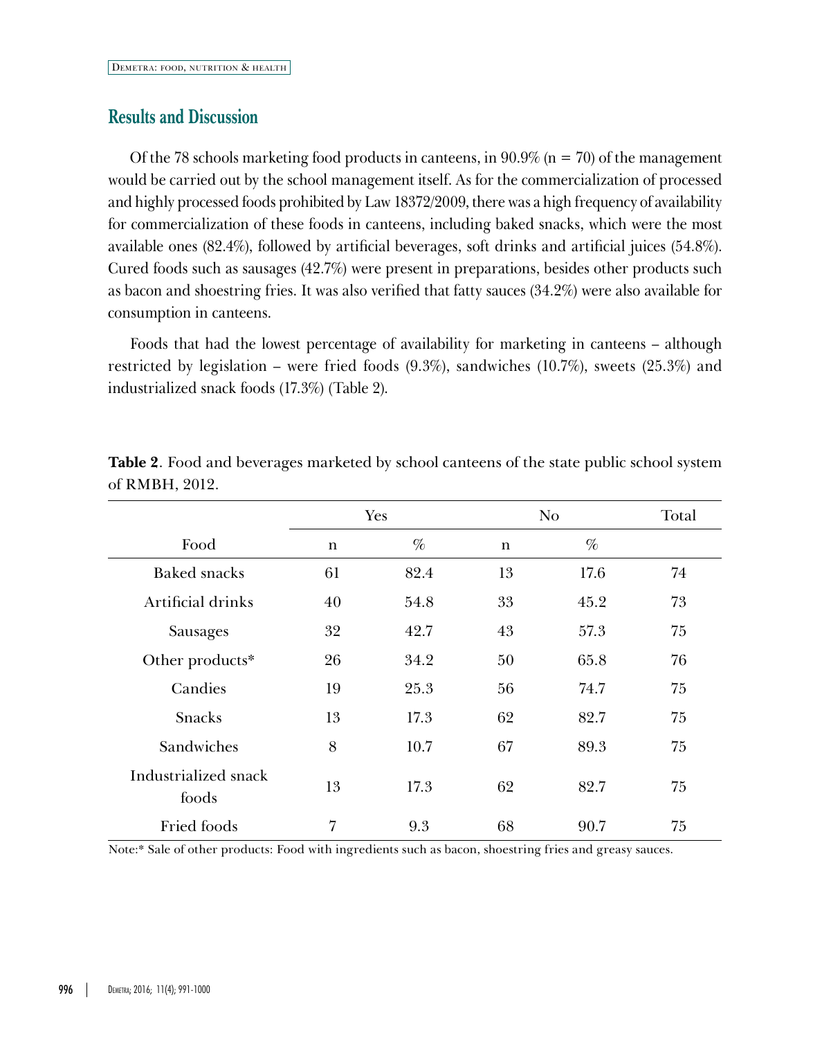## Results and Discussion

Of the 78 schools marketing food products in canteens, in 90.9% (n = 70) of the management would be carried out by the school management itself. As for the commercialization of processed and highly processed foods prohibited by Law 18372/2009, there was a high frequency of availability for commercialization of these foods in canteens, including baked snacks, which were the most available ones (82.4%), followed by artificial beverages, soft drinks and artificial juices (54.8%). Cured foods such as sausages (42.7%) were present in preparations, besides other products such as bacon and shoestring fries. It was also verified that fatty sauces (34.2%) were also available for consumption in canteens.

Foods that had the lowest percentage of availability for marketing in canteens – although restricted by legislation – were fried foods (9.3%), sandwiches (10.7%), sweets (25.3%) and industrialized snack foods (17.3%) (Table 2).

**Table 2**. Food and beverages marketed by school canteens of the state public school system of RMBH, 2012.

| | Yes | | No | | Total |
|---|---|---|---|---|---|
| Food | n | % | n | % | |
| Baked snacks | 61 | 82.4 | 13 | 17.6 | 74 |
| Artificial drinks | 40 | 54.8 | 33 | 45.2 | 73 |
| Sausages | 32 | 42.7 | 43 | 57.3 | 75 |
| Other products* | 26 | 34.2 | 50 | 65.8 | 76 |
| Candies | 19 | 25.3 | 56 | 74.7 | 75 |
| Snacks | 13 | 17.3 | 62 | 82.7 | 75 |
| Sandwiches | 8 | 10.7 | 67 | 89.3 | 75 |
| Industrialized snack foods | 13 | 17.3 | 62 | 82.7 | 75 |
| Fried foods | 7 | 9.3 | 68 | 90.7 | 75 |

Note:* Sale of other products: Food with ingredients such as bacon, shoestring fries and greasy sauces.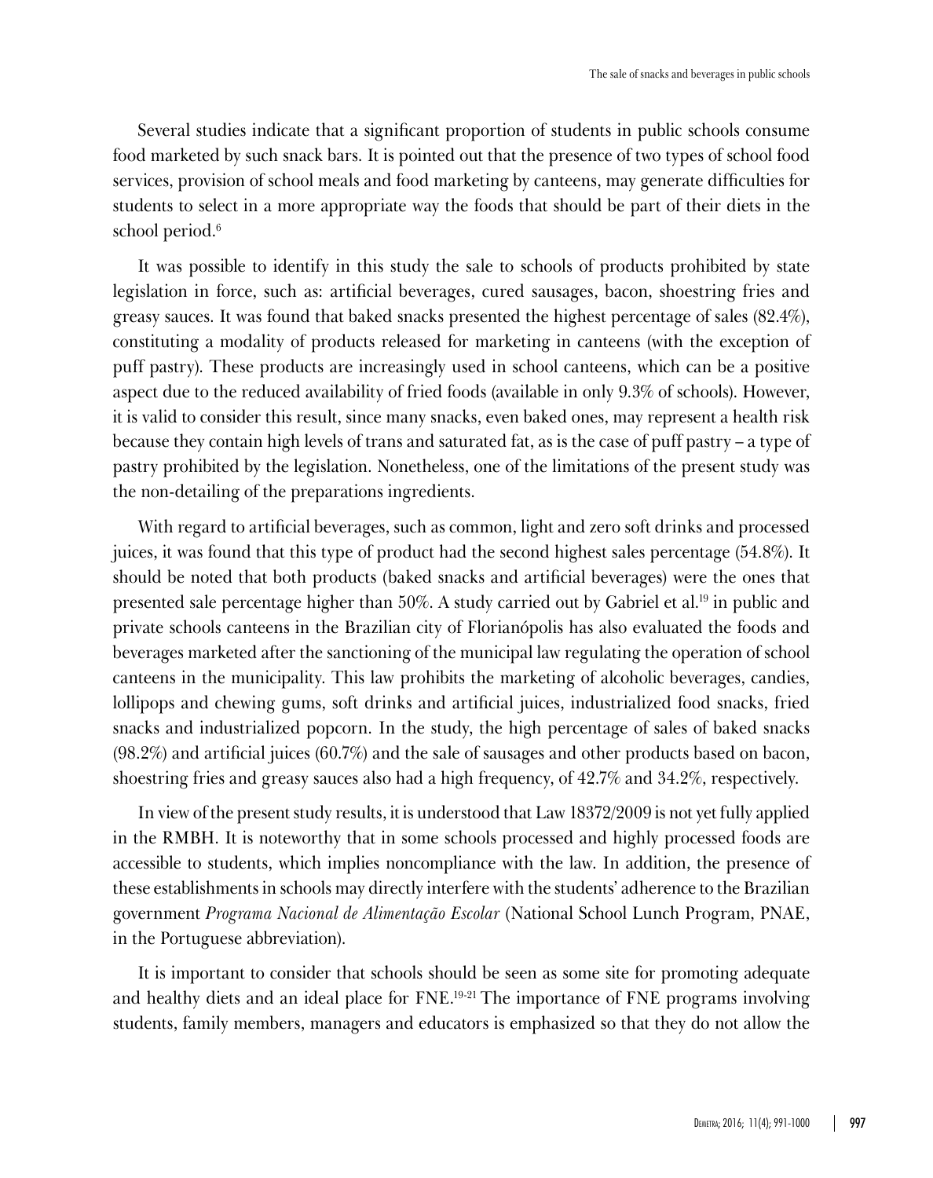Several studies indicate that a significant proportion of students in public schools consume food marketed by such snack bars. It is pointed out that the presence of two types of school food services, provision of school meals and food marketing by canteens, may generate difficulties for students to select in a more appropriate way the foods that should be part of their diets in the school period.[6]

It was possible to identify in this study the sale to schools of products prohibited by state legislation in force, such as: artificial beverages, cured sausages, bacon, shoestring fries and greasy sauces. It was found that baked snacks presented the highest percentage of sales (82.4%), constituting a modality of products released for marketing in canteens (with the exception of puff pastry). These products are increasingly used in school canteens, which can be a positive aspect due to the reduced availability of fried foods (available in only 9.3% of schools). However, it is valid to consider this result, since many snacks, even baked ones, may represent a health risk because they contain high levels of trans and saturated fat, as is the case of puff pastry – a type of pastry prohibited by the legislation. Nonetheless, one of the limitations of the present study was the non-detailing of the preparations ingredients.

With regard to artificial beverages, such as common, light and zero soft drinks and processed juices, it was found that this type of product had the second highest sales percentage (54.8%). It should be noted that both products (baked snacks and artificial beverages) were the ones that presented sale percentage higher than 50%. A study carried out by Gabriel et al.[19] in public and private schools canteens in the Brazilian city of Florianópolis has also evaluated the foods and beverages marketed after the sanctioning of the municipal law regulating the operation of school canteens in the municipality. This law prohibits the marketing of alcoholic beverages, candies, lollipops and chewing gums, soft drinks and artificial juices, industrialized food snacks, fried snacks and industrialized popcorn. In the study, the high percentage of sales of baked snacks (98.2%) and artificial juices (60.7%) and the sale of sausages and other products based on bacon, shoestring fries and greasy sauces also had a high frequency, of 42.7% and 34.2%, respectively.

In view of the present study results, it is understood that Law 18372/2009 is not yet fully applied in the RMBH. It is noteworthy that in some schools processed and highly processed foods are accessible to students, which implies noncompliance with the law. In addition, the presence of these establishments in schools may directly interfere with the students' adherence to the Brazilian government *Programa Nacional de Alimentação Escolar* (National School Lunch Program, PNAE, in the Portuguese abbreviation).

It is important to consider that schools should be seen as some site for promoting adequate and healthy diets and an ideal place for FNE.[19-21] The importance of FNE programs involving students, family members, managers and educators is emphasized so that they do not allow the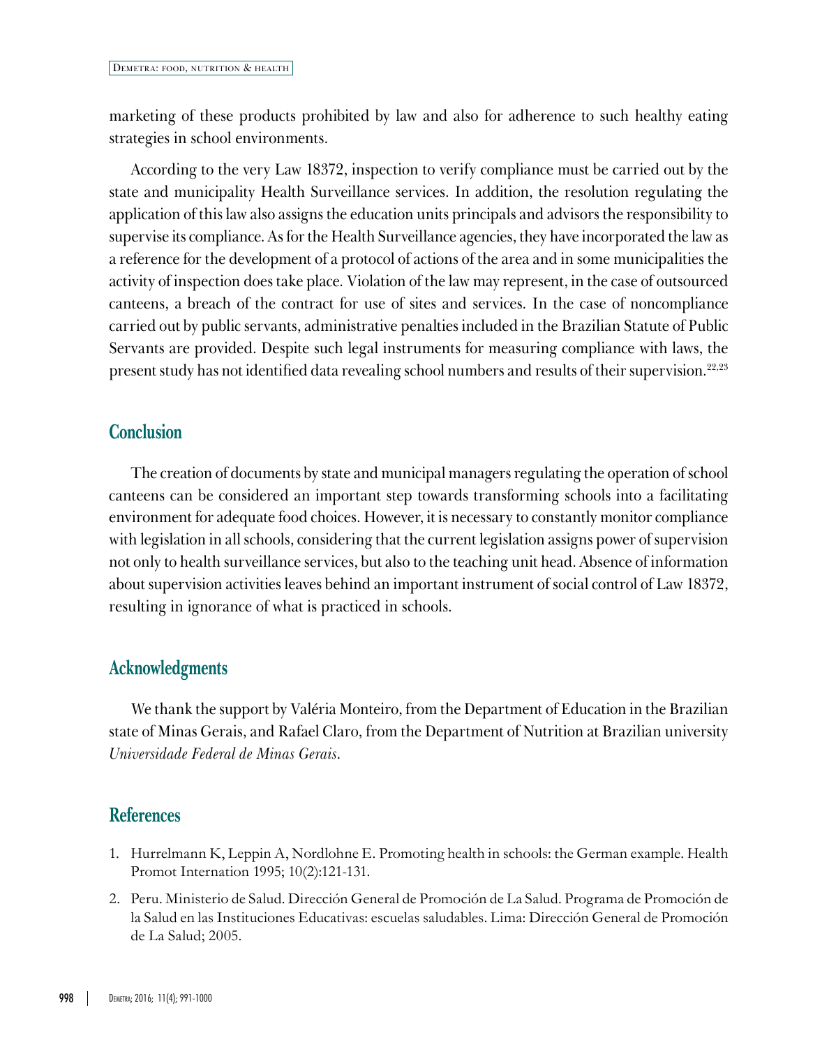marketing of these products prohibited by law and also for adherence to such healthy eating strategies in school environments.

According to the very Law 18372, inspection to verify compliance must be carried out by the state and municipality Health Surveillance services. In addition, the resolution regulating the application of this law also assigns the education units principals and advisors the responsibility to supervise its compliance. As for the Health Surveillance agencies, they have incorporated the law as a reference for the development of a protocol of actions of the area and in some municipalities the activity of inspection does take place. Violation of the law may represent, in the case of outsourced canteens, a breach of the contract for use of sites and services. In the case of noncompliance carried out by public servants, administrative penalties included in the Brazilian Statute of Public Servants are provided. Despite such legal instruments for measuring compliance with laws, the present study has not identified data revealing school numbers and results of their supervision.[22,23]

## Conclusion

The creation of documents by state and municipal managers regulating the operation of school canteens can be considered an important step towards transforming schools into a facilitating environment for adequate food choices. However, it is necessary to constantly monitor compliance with legislation in all schools, considering that the current legislation assigns power of supervision not only to health surveillance services, but also to the teaching unit head. Absence of information about supervision activities leaves behind an important instrument of social control of Law 18372, resulting in ignorance of what is practiced in schools.

## Acknowledgments

We thank the support by Valéria Monteiro, from the Department of Education in the Brazilian state of Minas Gerais, and Rafael Claro, from the Department of Nutrition at Brazilian university *Universidade Federal de Minas Gerais*.

## References

1. Hurrelmann K, Leppin A, Nordlohne E. Promoting health in schools: the German example. Health Promot Internation 1995; 10(2):121-131.
2. Peru. Ministerio de Salud. Dirección General de Promoción de La Salud. Programa de Promoción de la Salud en las Instituciones Educativas: escuelas saludables. Lima: Dirección General de Promoción de La Salud; 2005.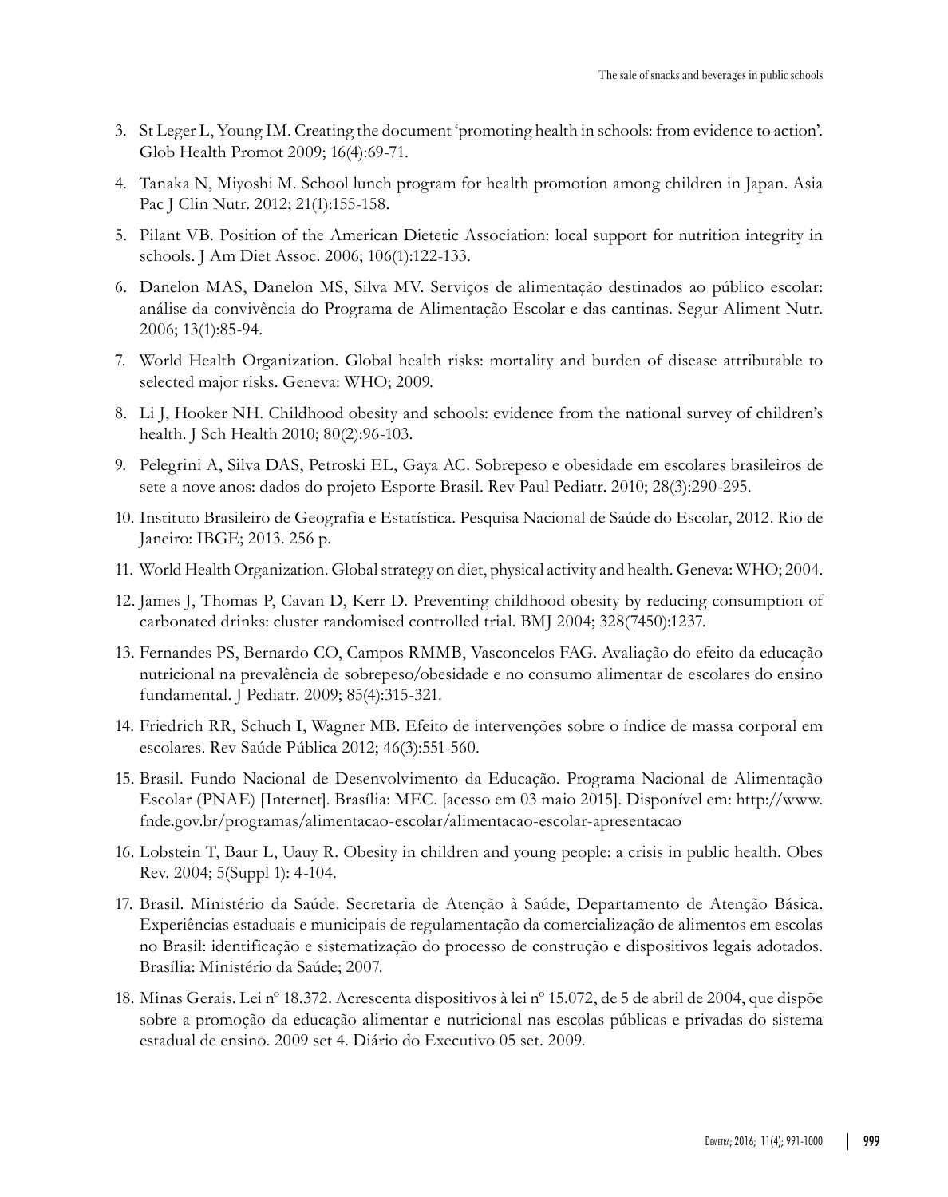3. St Leger L, Young IM. Creating the document 'promoting health in schools: from evidence to action'. Glob Health Promot 2009; 16(4):69-71.
4. Tanaka N, Miyoshi M. School lunch program for health promotion among children in Japan. Asia Pac J Clin Nutr. 2012; 21(1):155-158.
5. Pilant VB. Position of the American Dietetic Association: local support for nutrition integrity in schools. J Am Diet Assoc. 2006; 106(1):122-133.
6. Danelon MAS, Danelon MS, Silva MV. Serviços de alimentação destinados ao público escolar: análise da convivência do Programa de Alimentação Escolar e das cantinas. Segur Aliment Nutr. 2006; 13(1):85-94.
7. World Health Organization. Global health risks: mortality and burden of disease attributable to selected major risks. Geneva: WHO; 2009.
8. Li J, Hooker NH. Childhood obesity and schools: evidence from the national survey of children's health. J Sch Health 2010; 80(2):96-103.
9. Pelegrini A, Silva DAS, Petroski EL, Gaya AC. Sobrepeso e obesidade em escolares brasileiros de sete a nove anos: dados do projeto Esporte Brasil. Rev Paul Pediatr. 2010; 28(3):290-295.
10. Instituto Brasileiro de Geografia e Estatística. Pesquisa Nacional de Saúde do Escolar, 2012. Rio de Janeiro: IBGE; 2013. 256 p.
11. World Health Organization. Global strategy on diet, physical activity and health. Geneva: WHO; 2004.
12. James J, Thomas P, Cavan D, Kerr D. Preventing childhood obesity by reducing consumption of carbonated drinks: cluster randomised controlled trial. BMJ 2004; 328(7450):1237.
13. Fernandes PS, Bernardo CO, Campos RMMB, Vasconcelos FAG. Avaliação do efeito da educação nutricional na prevalência de sobrepeso/obesidade e no consumo alimentar de escolares do ensino fundamental. J Pediatr. 2009; 85(4):315-321.
14. Friedrich RR, Schuch I, Wagner MB. Efeito de intervenções sobre o índice de massa corporal em escolares. Rev Saúde Pública 2012; 46(3):551-560.
15. Brasil. Fundo Nacional de Desenvolvimento da Educação. Programa Nacional de Alimentação Escolar (PNAE) [Internet]. Brasília: MEC. [acesso em 03 maio 2015]. Disponível em: http://www.fnde.gov.br/programas/alimentacao-escolar/alimentacao-escolar-apresentacao
16. Lobstein T, Baur L, Uauy R. Obesity in children and young people: a crisis in public health. Obes Rev. 2004; 5(Suppl 1): 4-104.
17. Brasil. Ministério da Saúde. Secretaria de Atenção à Saúde, Departamento de Atenção Básica. Experiências estaduais e municipais de regulamentação da comercialização de alimentos em escolas no Brasil: identificação e sistematização do processo de construção e dispositivos legais adotados. Brasília: Ministério da Saúde; 2007.
18. Minas Gerais. Lei nº 18.372. Acrescenta dispositivos à lei nº 15.072, de 5 de abril de 2004, que dispõe sobre a promoção da educação alimentar e nutricional nas escolas públicas e privadas do sistema estadual de ensino. 2009 set 4. Diário do Executivo 05 set. 2009.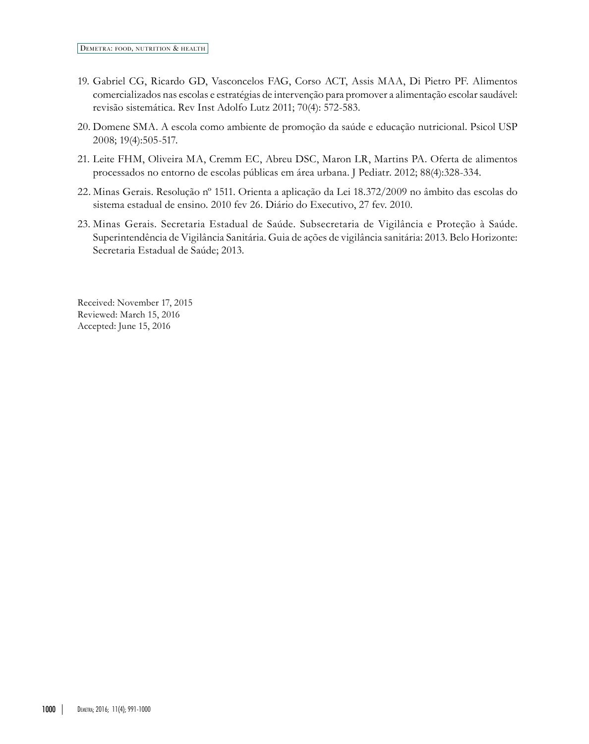19. Gabriel CG, Ricardo GD, Vasconcelos FAG, Corso ACT, Assis MAA, Di Pietro PF. Alimentos comercializados nas escolas e estratégias de intervenção para promover a alimentação escolar saudável: revisão sistemática. Rev Inst Adolfo Lutz 2011; 70(4): 572-583.

20. Domene SMA. A escola como ambiente de promoção da saúde e educação nutricional. Psicol USP 2008; 19(4):505-517.

21. Leite FHM, Oliveira MA, Cremm EC, Abreu DSC, Maron LR, Martins PA. Oferta de alimentos processados no entorno de escolas públicas em área urbana. J Pediatr. 2012; 88(4):328-334.

22. Minas Gerais. Resolução nº 1511. Orienta a aplicação da Lei 18.372/2009 no âmbito das escolas do sistema estadual de ensino. 2010 fev 26. Diário do Executivo, 27 fev. 2010.

23. Minas Gerais. Secretaria Estadual de Saúde. Subsecretaria de Vigilância e Proteção à Saúde. Superintendência de Vigilância Sanitária. Guia de ações de vigilância sanitária: 2013. Belo Horizonte: Secretaria Estadual de Saúde; 2013.

Received: November 17, 2015
Reviewed: March 15, 2016
Accepted: June 15, 2016